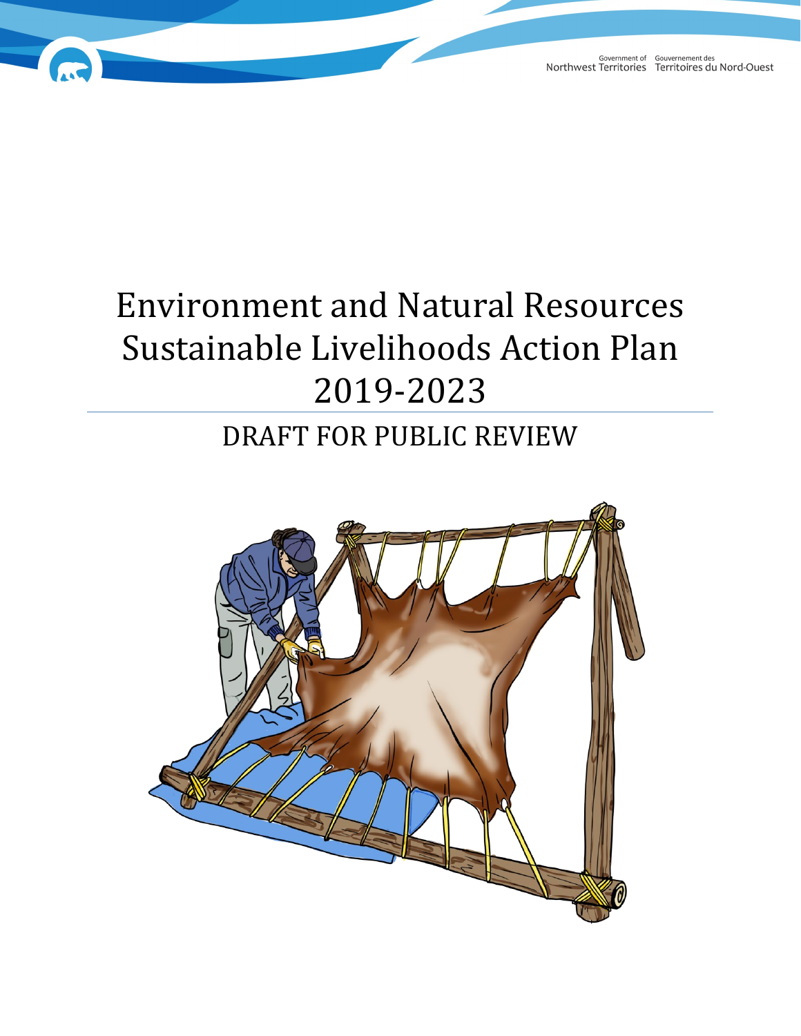Government of Northwest Territories Gouvernement des Territoires du Nord-Ouest

# Environment and Natural Resources Sustainable Livelihoods Action Plan 2019-2023

## DRAFT FOR PUBLIC REVIEW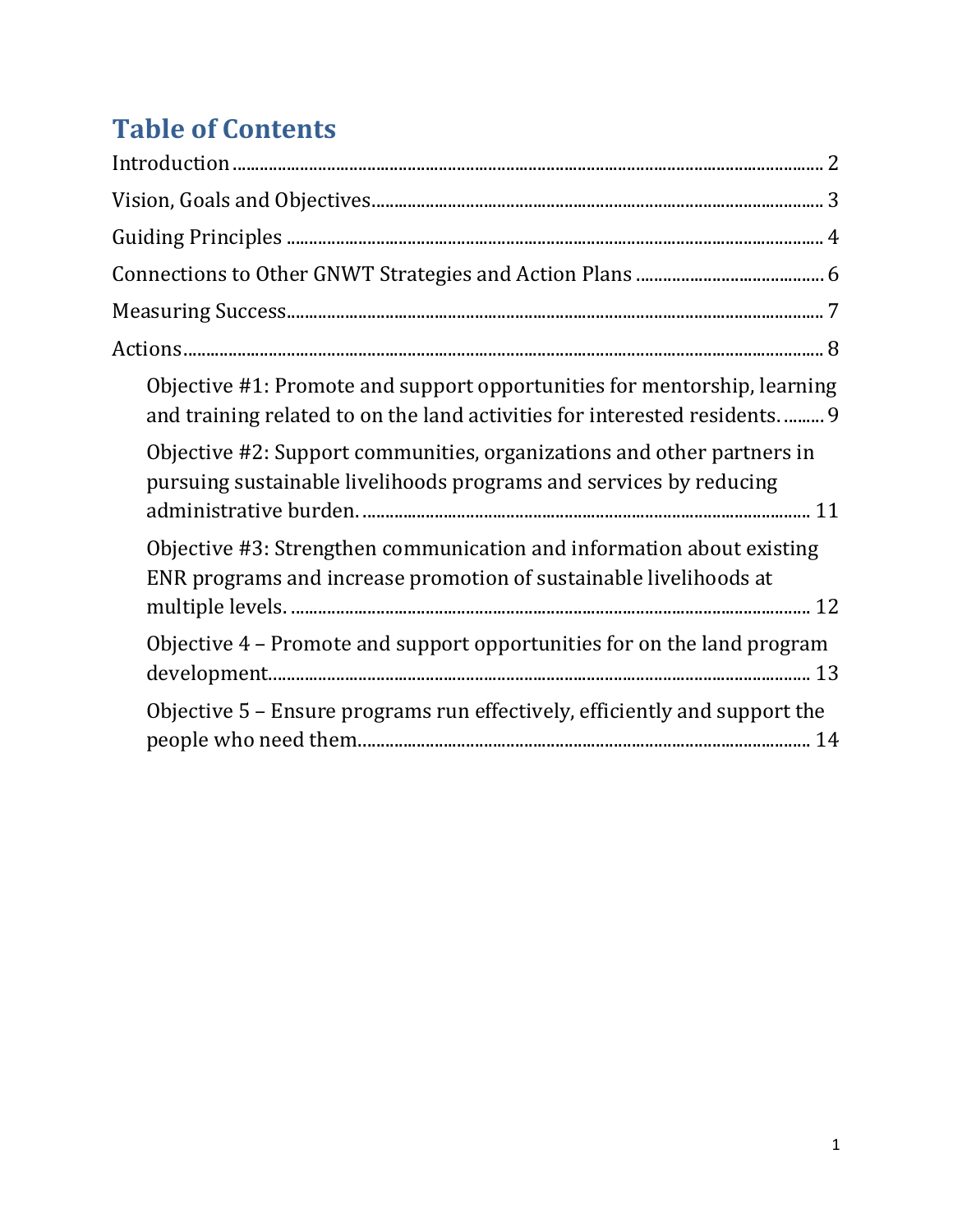# Table of Contents

Introduction ........................................................................................................................ 2

Vision, Goals and Objectives.................................................................................................. 3

Guiding Principles ................................................................................................................ 4

Connections to Other GNWT Strategies and Action Plans ......................................... 6

Measuring Success................................................................................................................. 7

Actions .................................................................................................................................... 8

- Objective #1: Promote and support opportunities for mentorship, learning and training related to on the land activities for interested residents. ......... 9
- Objective #2: Support communities, organizations and other partners in pursuing sustainable livelihoods programs and services by reducing administrative burden. .................................................................................... 11
- Objective #3: Strengthen communication and information about existing ENR programs and increase promotion of sustainable livelihoods at multiple levels. .................................................................................................. 12
- Objective 4 – Promote and support opportunities for on the land program development.......................................................................................................... 13
- Objective 5 – Ensure programs run effectively, efficiently and support the people who need them.................................................................................... 14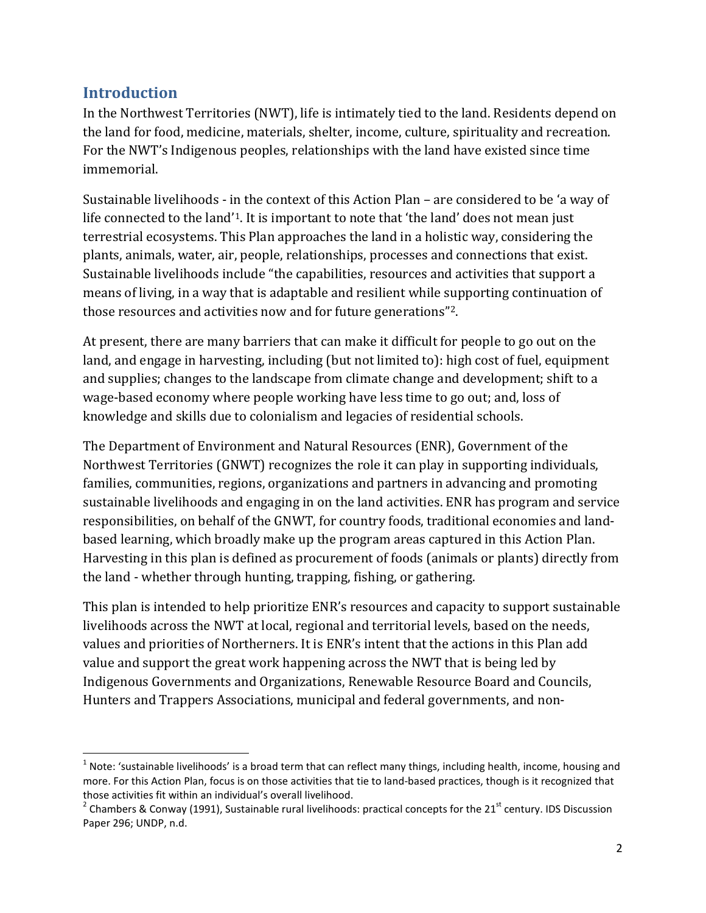## Introduction

In the Northwest Territories (NWT), life is intimately tied to the land. Residents depend on the land for food, medicine, materials, shelter, income, culture, spirituality and recreation. For the NWT's Indigenous peoples, relationships with the land have existed since time immemorial.

Sustainable livelihoods - in the context of this Action Plan – are considered to be 'a way of life connected to the land'[1]. It is important to note that 'the land' does not mean just terrestrial ecosystems. This Plan approaches the land in a holistic way, considering the plants, animals, water, air, people, relationships, processes and connections that exist. Sustainable livelihoods include "the capabilities, resources and activities that support a means of living, in a way that is adaptable and resilient while supporting continuation of those resources and activities now and for future generations"[2].

At present, there are many barriers that can make it difficult for people to go out on the land, and engage in harvesting, including (but not limited to): high cost of fuel, equipment and supplies; changes to the landscape from climate change and development; shift to a wage-based economy where people working have less time to go out; and, loss of knowledge and skills due to colonialism and legacies of residential schools.

The Department of Environment and Natural Resources (ENR), Government of the Northwest Territories (GNWT) recognizes the role it can play in supporting individuals, families, communities, regions, organizations and partners in advancing and promoting sustainable livelihoods and engaging in on the land activities. ENR has program and service responsibilities, on behalf of the GNWT, for country foods, traditional economies and land-based learning, which broadly make up the program areas captured in this Action Plan. Harvesting in this plan is defined as procurement of foods (animals or plants) directly from the land - whether through hunting, trapping, fishing, or gathering.

This plan is intended to help prioritize ENR's resources and capacity to support sustainable livelihoods across the NWT at local, regional and territorial levels, based on the needs, values and priorities of Northerners. It is ENR's intent that the actions in this Plan add value and support the great work happening across the NWT that is being led by Indigenous Governments and Organizations, Renewable Resource Board and Councils, Hunters and Trappers Associations, municipal and federal governments, and non-

---

[1] Note: 'sustainable livelihoods' is a broad term that can reflect many things, including health, income, housing and more. For this Action Plan, focus is on those activities that tie to land-based practices, though is it recognized that those activities fit within an individual's overall livelihood.

[2] Chambers & Conway (1991), Sustainable rural livelihoods: practical concepts for the 21st century. IDS Discussion Paper 296; UNDP, n.d.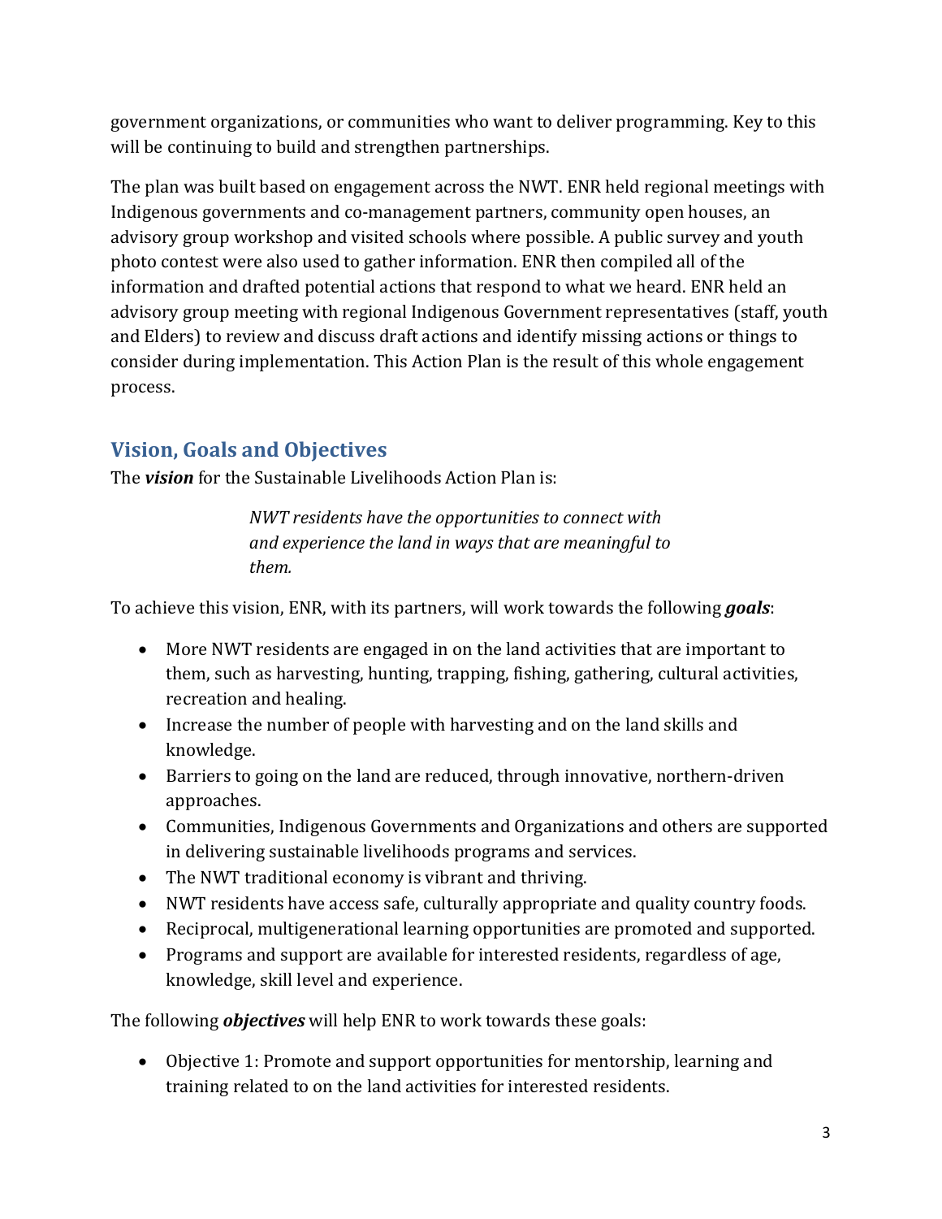government organizations, or communities who want to deliver programming. Key to this will be continuing to build and strengthen partnerships.

The plan was built based on engagement across the NWT. ENR held regional meetings with Indigenous governments and co-management partners, community open houses, an advisory group workshop and visited schools where possible. A public survey and youth photo contest were also used to gather information. ENR then compiled all of the information and drafted potential actions that respond to what we heard. ENR held an advisory group meeting with regional Indigenous Government representatives (staff, youth and Elders) to review and discuss draft actions and identify missing actions or things to consider during implementation. This Action Plan is the result of this whole engagement process.

## Vision, Goals and Objectives

The ***vision*** for the Sustainable Livelihoods Action Plan is:

> *NWT residents have the opportunities to connect with and experience the land in ways that are meaningful to them.*

To achieve this vision, ENR, with its partners, will work towards the following ***goals***:

- More NWT residents are engaged in on the land activities that are important to them, such as harvesting, hunting, trapping, fishing, gathering, cultural activities, recreation and healing.
- Increase the number of people with harvesting and on the land skills and knowledge.
- Barriers to going on the land are reduced, through innovative, northern-driven approaches.
- Communities, Indigenous Governments and Organizations and others are supported in delivering sustainable livelihoods programs and services.
- The NWT traditional economy is vibrant and thriving.
- NWT residents have access safe, culturally appropriate and quality country foods.
- Reciprocal, multigenerational learning opportunities are promoted and supported.
- Programs and support are available for interested residents, regardless of age, knowledge, skill level and experience.

The following ***objectives*** will help ENR to work towards these goals:

- Objective 1: Promote and support opportunities for mentorship, learning and training related to on the land activities for interested residents.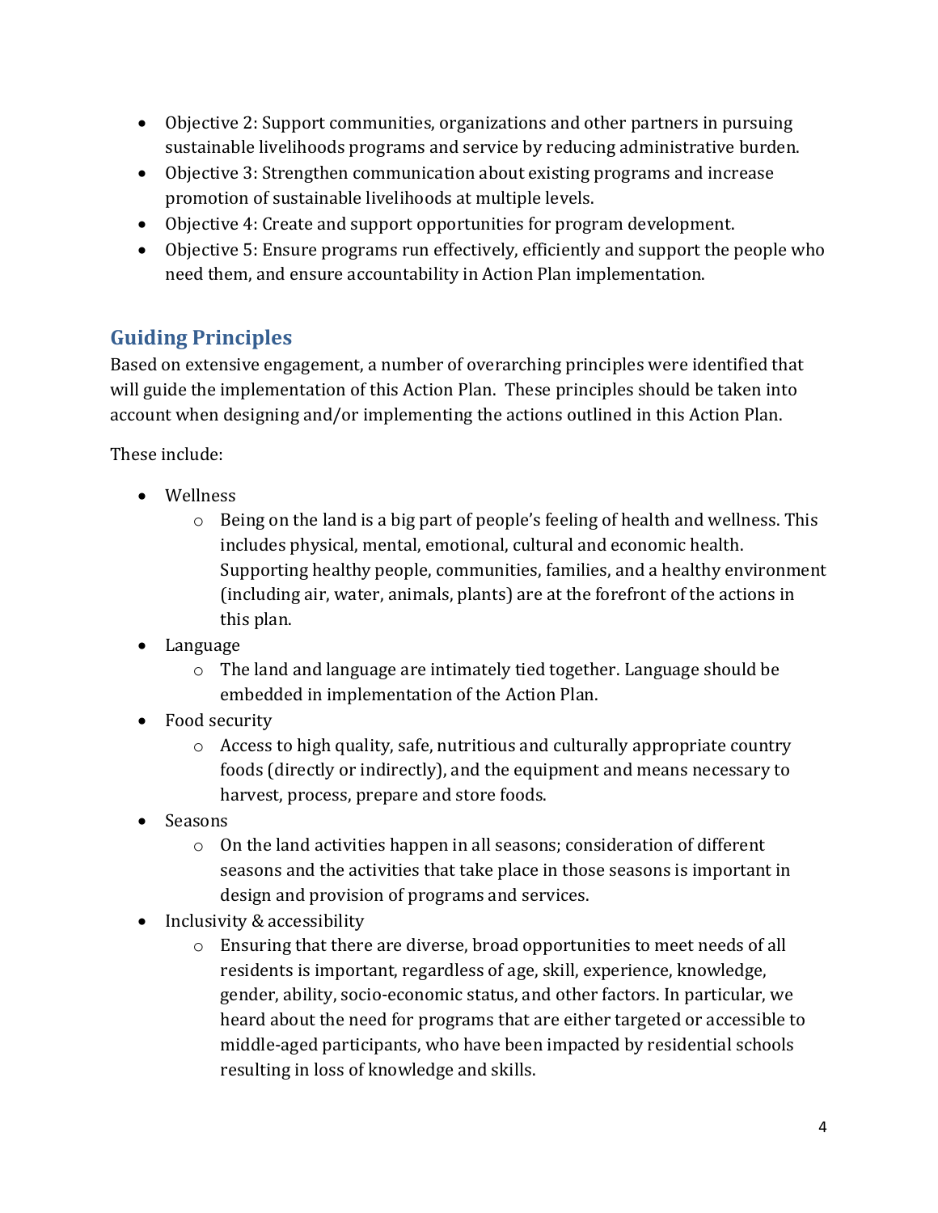- Objective 2: Support communities, organizations and other partners in pursuing sustainable livelihoods programs and service by reducing administrative burden.
- Objective 3: Strengthen communication about existing programs and increase promotion of sustainable livelihoods at multiple levels.
- Objective 4: Create and support opportunities for program development.
- Objective 5: Ensure programs run effectively, efficiently and support the people who need them, and ensure accountability in Action Plan implementation.

## Guiding Principles

Based on extensive engagement, a number of overarching principles were identified that will guide the implementation of this Action Plan. These principles should be taken into account when designing and/or implementing the actions outlined in this Action Plan.

These include:

- Wellness
    - Being on the land is a big part of people's feeling of health and wellness. This includes physical, mental, emotional, cultural and economic health. Supporting healthy people, communities, families, and a healthy environment (including air, water, animals, plants) are at the forefront of the actions in this plan.
- Language
    - The land and language are intimately tied together. Language should be embedded in implementation of the Action Plan.
- Food security
    - Access to high quality, safe, nutritious and culturally appropriate country foods (directly or indirectly), and the equipment and means necessary to harvest, process, prepare and store foods.
- Seasons
    - On the land activities happen in all seasons; consideration of different seasons and the activities that take place in those seasons is important in design and provision of programs and services.
- Inclusivity & accessibility
    - Ensuring that there are diverse, broad opportunities to meet needs of all residents is important, regardless of age, skill, experience, knowledge, gender, ability, socio-economic status, and other factors. In particular, we heard about the need for programs that are either targeted or accessible to middle-aged participants, who have been impacted by residential schools resulting in loss of knowledge and skills.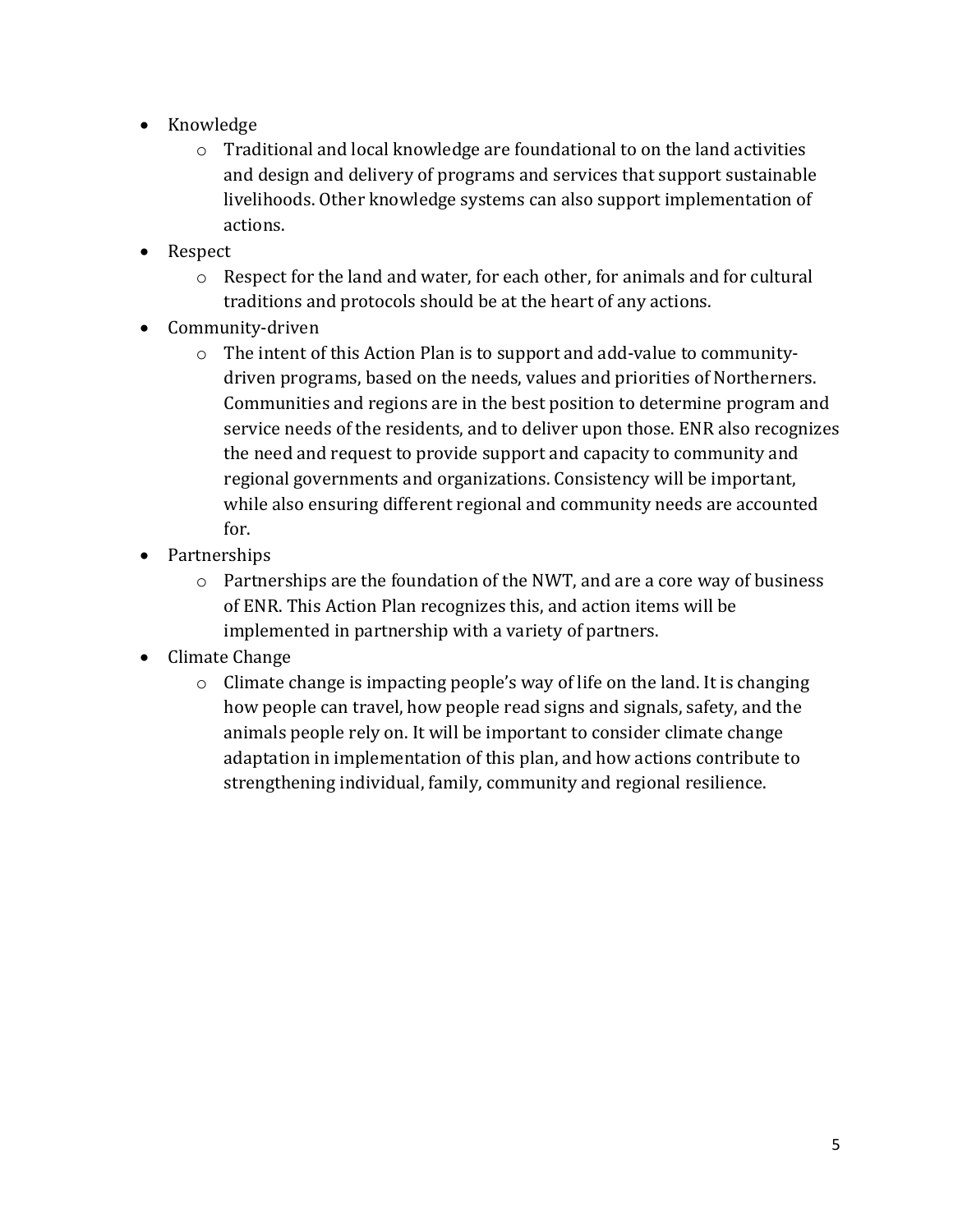- Knowledge
  - Traditional and local knowledge are foundational to on the land activities and design and delivery of programs and services that support sustainable livelihoods. Other knowledge systems can also support implementation of actions.
- Respect
  - Respect for the land and water, for each other, for animals and for cultural traditions and protocols should be at the heart of any actions.
- Community-driven
  - The intent of this Action Plan is to support and add-value to community-driven programs, based on the needs, values and priorities of Northerners. Communities and regions are in the best position to determine program and service needs of the residents, and to deliver upon those. ENR also recognizes the need and request to provide support and capacity to community and regional governments and organizations. Consistency will be important, while also ensuring different regional and community needs are accounted for.
- Partnerships
  - Partnerships are the foundation of the NWT, and are a core way of business of ENR. This Action Plan recognizes this, and action items will be implemented in partnership with a variety of partners.
- Climate Change
  - Climate change is impacting people's way of life on the land. It is changing how people can travel, how people read signs and signals, safety, and the animals people rely on. It will be important to consider climate change adaptation in implementation of this plan, and how actions contribute to strengthening individual, family, community and regional resilience.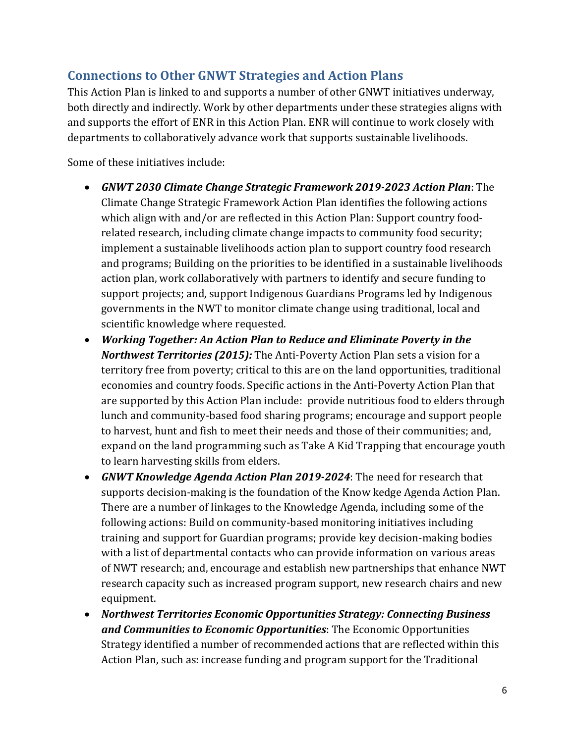## Connections to Other GNWT Strategies and Action Plans

This Action Plan is linked to and supports a number of other GNWT initiatives underway, both directly and indirectly. Work by other departments under these strategies aligns with and supports the effort of ENR in this Action Plan. ENR will continue to work closely with departments to collaboratively advance work that supports sustainable livelihoods.

Some of these initiatives include:

- ***GNWT 2030 Climate Change Strategic Framework 2019-2023 Action Plan***: The Climate Change Strategic Framework Action Plan identifies the following actions which align with and/or are reflected in this Action Plan: Support country food-related research, including climate change impacts to community food security; implement a sustainable livelihoods action plan to support country food research and programs; Building on the priorities to be identified in a sustainable livelihoods action plan, work collaboratively with partners to identify and secure funding to support projects; and, support Indigenous Guardians Programs led by Indigenous governments in the NWT to monitor climate change using traditional, local and scientific knowledge where requested.
- ***Working Together: An Action Plan to Reduce and Eliminate Poverty in the Northwest Territories (2015):*** The Anti-Poverty Action Plan sets a vision for a territory free from poverty; critical to this are on the land opportunities, traditional economies and country foods. Specific actions in the Anti-Poverty Action Plan that are supported by this Action Plan include: provide nutritious food to elders through lunch and community-based food sharing programs; encourage and support people to harvest, hunt and fish to meet their needs and those of their communities; and, expand on the land programming such as Take A Kid Trapping that encourage youth to learn harvesting skills from elders.
- ***GNWT Knowledge Agenda Action Plan 2019-2024***: The need for research that supports decision-making is the foundation of the Know kedge Agenda Action Plan. There are a number of linkages to the Knowledge Agenda, including some of the following actions: Build on community-based monitoring initiatives including training and support for Guardian programs; provide key decision-making bodies with a list of departmental contacts who can provide information on various areas of NWT research; and, encourage and establish new partnerships that enhance NWT research capacity such as increased program support, new research chairs and new equipment.
- ***Northwest Territories Economic Opportunities Strategy: Connecting Business and Communities to Economic Opportunities***: The Economic Opportunities Strategy identified a number of recommended actions that are reflected within this Action Plan, such as: increase funding and program support for the Traditional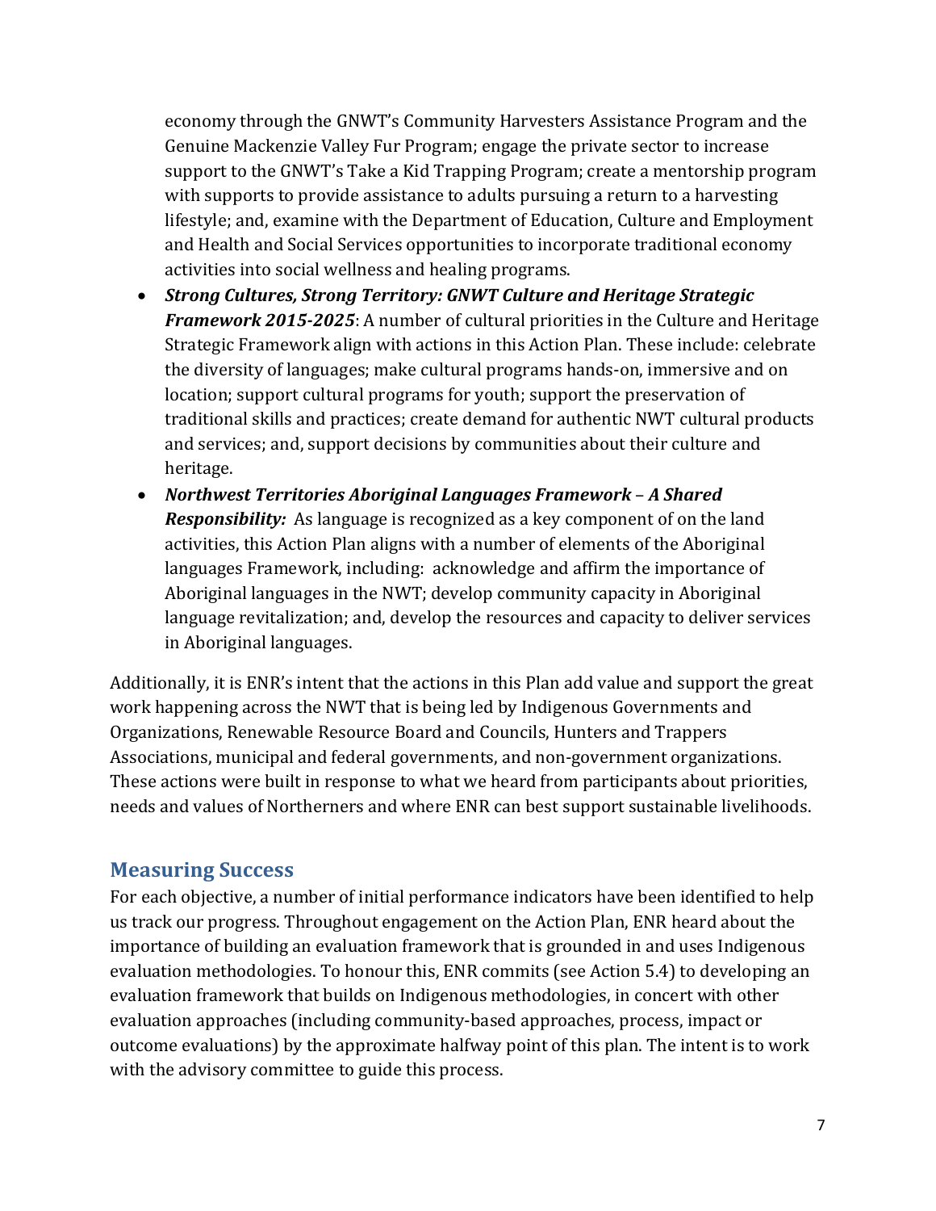economy through the GNWT's Community Harvesters Assistance Program and the Genuine Mackenzie Valley Fur Program; engage the private sector to increase support to the GNWT's Take a Kid Trapping Program; create a mentorship program with supports to provide assistance to adults pursuing a return to a harvesting lifestyle; and, examine with the Department of Education, Culture and Employment and Health and Social Services opportunities to incorporate traditional economy activities into social wellness and healing programs.

- ***Strong Cultures, Strong Territory: GNWT Culture and Heritage Strategic Framework 2015-2025***: A number of cultural priorities in the Culture and Heritage Strategic Framework align with actions in this Action Plan. These include: celebrate the diversity of languages; make cultural programs hands-on, immersive and on location; support cultural programs for youth; support the preservation of traditional skills and practices; create demand for authentic NWT cultural products and services; and, support decisions by communities about their culture and heritage.
- ***Northwest Territories Aboriginal Languages Framework – A Shared Responsibility:*** As language is recognized as a key component of on the land activities, this Action Plan aligns with a number of elements of the Aboriginal languages Framework, including: acknowledge and affirm the importance of Aboriginal languages in the NWT; develop community capacity in Aboriginal language revitalization; and, develop the resources and capacity to deliver services in Aboriginal languages.

Additionally, it is ENR's intent that the actions in this Plan add value and support the great work happening across the NWT that is being led by Indigenous Governments and Organizations, Renewable Resource Board and Councils, Hunters and Trappers Associations, municipal and federal governments, and non-government organizations. These actions were built in response to what we heard from participants about priorities, needs and values of Northerners and where ENR can best support sustainable livelihoods.

## Measuring Success

For each objective, a number of initial performance indicators have been identified to help us track our progress. Throughout engagement on the Action Plan, ENR heard about the importance of building an evaluation framework that is grounded in and uses Indigenous evaluation methodologies. To honour this, ENR commits (see Action 5.4) to developing an evaluation framework that builds on Indigenous methodologies, in concert with other evaluation approaches (including community-based approaches, process, impact or outcome evaluations) by the approximate halfway point of this plan. The intent is to work with the advisory committee to guide this process.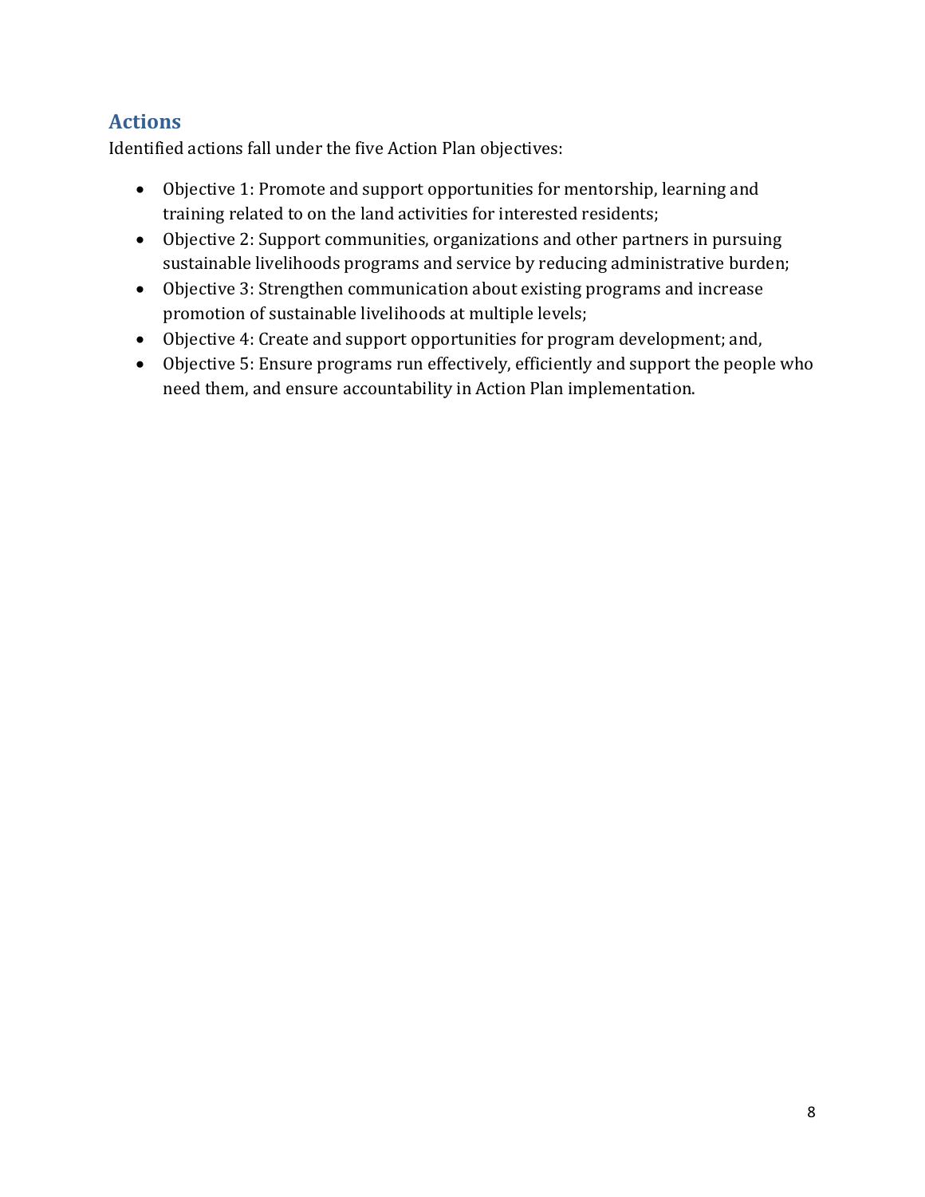## Actions

Identified actions fall under the five Action Plan objectives:

- Objective 1: Promote and support opportunities for mentorship, learning and training related to on the land activities for interested residents;
- Objective 2: Support communities, organizations and other partners in pursuing sustainable livelihoods programs and service by reducing administrative burden;
- Objective 3: Strengthen communication about existing programs and increase promotion of sustainable livelihoods at multiple levels;
- Objective 4: Create and support opportunities for program development; and,
- Objective 5: Ensure programs run effectively, efficiently and support the people who need them, and ensure accountability in Action Plan implementation.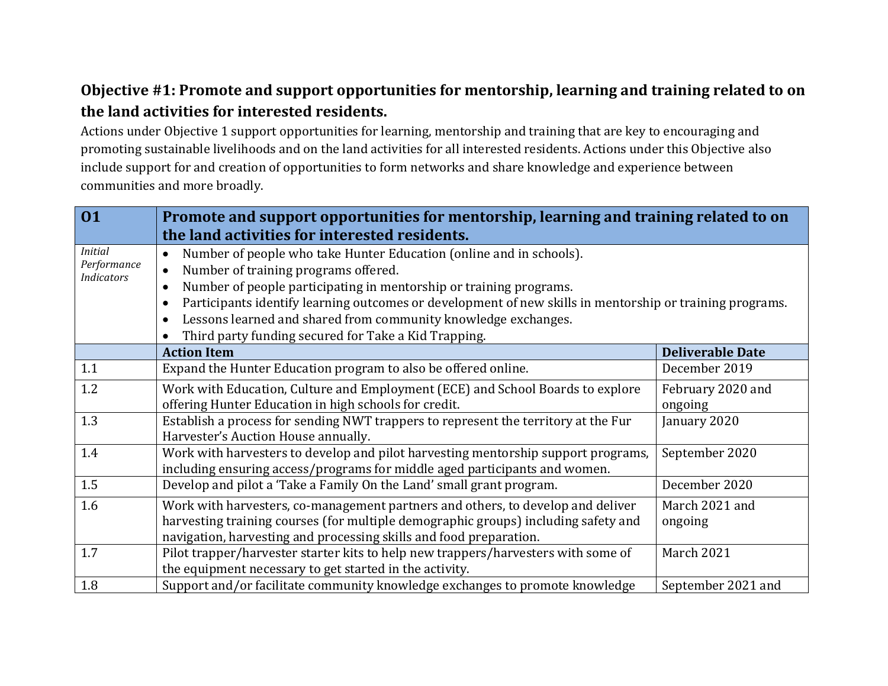### Objective #1: Promote and support opportunities for mentorship, learning and training related to on the land activities for interested residents.

Actions under Objective 1 support opportunities for learning, mentorship and training that are key to encouraging and promoting sustainable livelihoods and on the land activities for all interested residents. Actions under this Objective also include support for and creation of opportunities to form networks and share knowledge and experience between communities and more broadly.

| O1 | Promote and support opportunities for mentorship, learning and training related to on the land activities for interested residents. | |
|---|---|---|
| *Initial Performance Indicators* | • Number of people who take Hunter Education (online and in schools).<br>• Number of training programs offered.<br>• Number of people participating in mentorship or training programs.<br>• Participants identify learning outcomes or development of new skills in mentorship or training programs.<br>• Lessons learned and shared from community knowledge exchanges.<br>• Third party funding secured for Take a Kid Trapping. | |
| | **Action Item** | **Deliverable Date** |
| 1.1 | Expand the Hunter Education program to also be offered online. | December 2019 |
| 1.2 | Work with Education, Culture and Employment (ECE) and School Boards to explore offering Hunter Education in high schools for credit. | February 2020 and ongoing |
| 1.3 | Establish a process for sending NWT trappers to represent the territory at the Fur Harvester's Auction House annually. | January 2020 |
| 1.4 | Work with harvesters to develop and pilot harvesting mentorship support programs, including ensuring access/programs for middle aged participants and women. | September 2020 |
| 1.5 | Develop and pilot a 'Take a Family On the Land' small grant program. | December 2020 |
| 1.6 | Work with harvesters, co-management partners and others, to develop and deliver harvesting training courses (for multiple demographic groups) including safety and navigation, harvesting and processing skills and food preparation. | March 2021 and ongoing |
| 1.7 | Pilot trapper/harvester starter kits to help new trappers/harvesters with some of the equipment necessary to get started in the activity. | March 2021 |
| 1.8 | Support and/or facilitate community knowledge exchanges to promote knowledge | September 2021 and |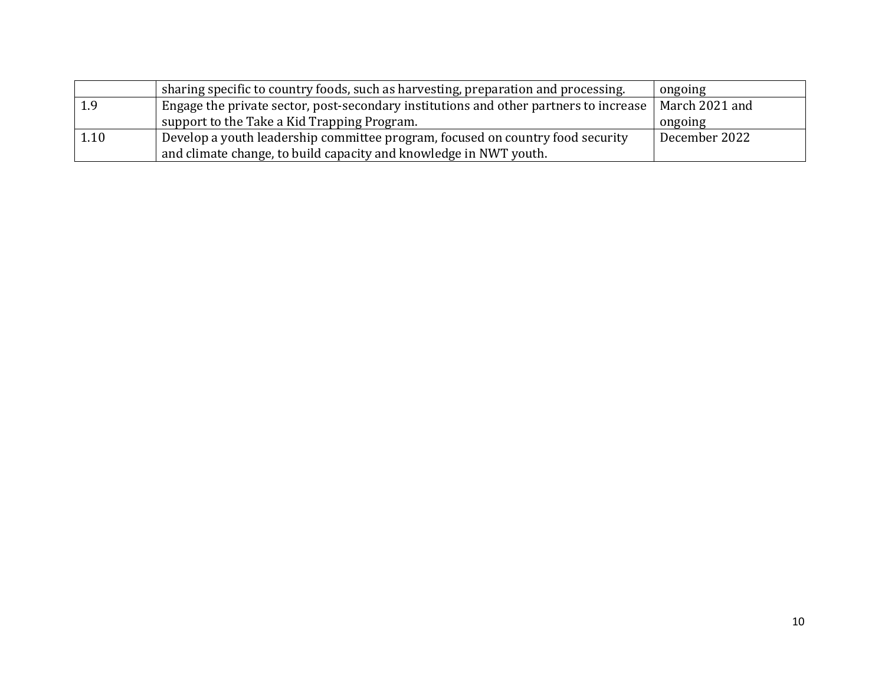|  |  |  |
|---|---|---|
|  | sharing specific to country foods, such as harvesting, preparation and processing. | ongoing |
| 1.9 | Engage the private sector, post-secondary institutions and other partners to increase support to the Take a Kid Trapping Program. | March 2021 and ongoing |
| 1.10 | Develop a youth leadership committee program, focused on country food security and climate change, to build capacity and knowledge in NWT youth. | December 2022 |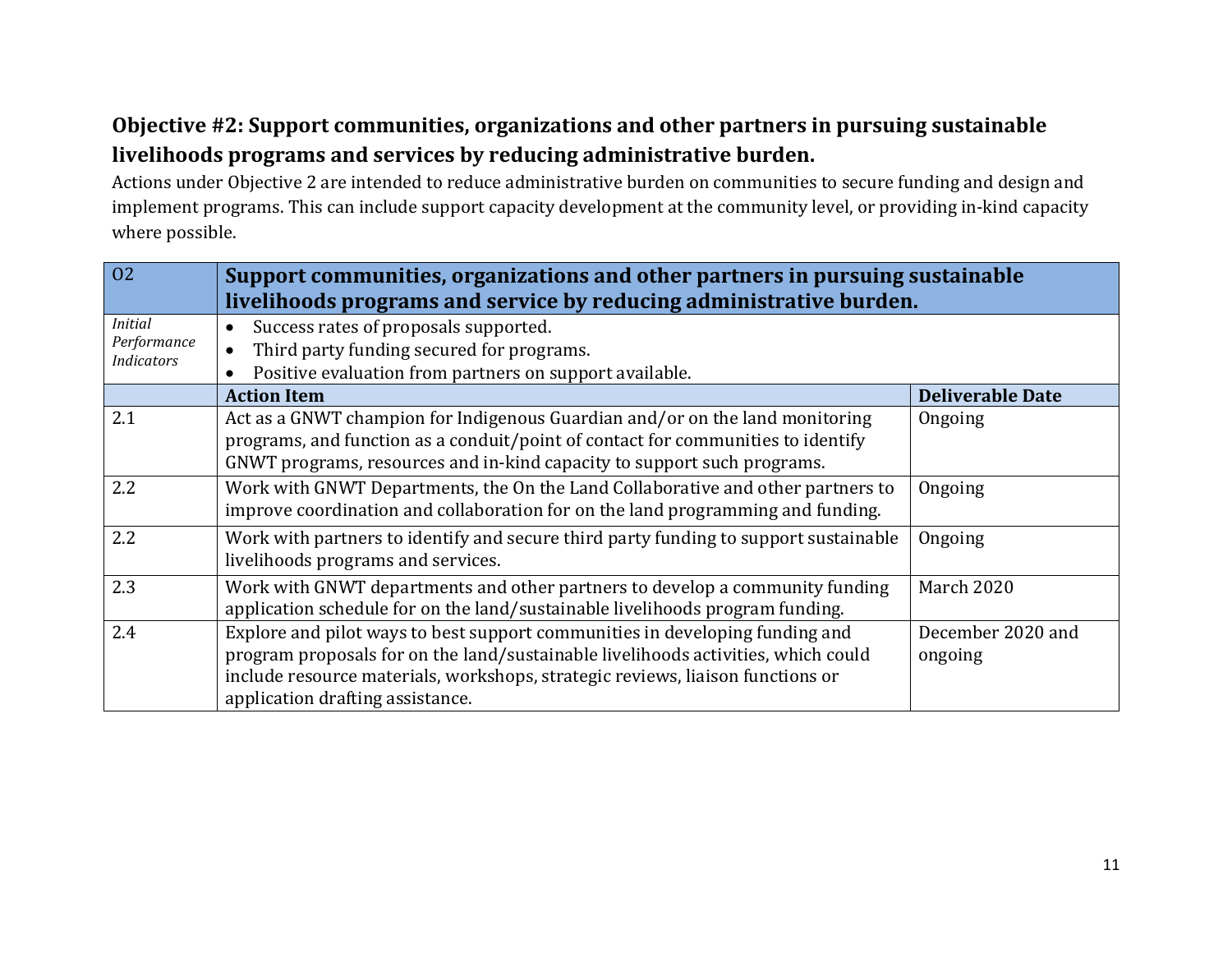**Objective #2: Support communities, organizations and other partners in pursuing sustainable livelihoods programs and services by reducing administrative burden.**

Actions under Objective 2 are intended to reduce administrative burden on communities to secure funding and design and implement programs. This can include support capacity development at the community level, or providing in-kind capacity where possible.

| O2 | **Support communities, organizations and other partners in pursuing sustainable livelihoods programs and service by reducing administrative burden.** | |
|---|---|---|
| *Initial Performance Indicators* | • Success rates of proposals supported.<br>• Third party funding secured for programs.<br>• Positive evaluation from partners on support available. | |
| | **Action Item** | **Deliverable Date** |
| 2.1 | Act as a GNWT champion for Indigenous Guardian and/or on the land monitoring programs, and function as a conduit/point of contact for communities to identify GNWT programs, resources and in-kind capacity to support such programs. | Ongoing |
| 2.2 | Work with GNWT Departments, the On the Land Collaborative and other partners to improve coordination and collaboration for on the land programming and funding. | Ongoing |
| 2.2 | Work with partners to identify and secure third party funding to support sustainable livelihoods programs and services. | Ongoing |
| 2.3 | Work with GNWT departments and other partners to develop a community funding application schedule for on the land/sustainable livelihoods program funding. | March 2020 |
| 2.4 | Explore and pilot ways to best support communities in developing funding and program proposals for on the land/sustainable livelihoods activities, which could include resource materials, workshops, strategic reviews, liaison functions or application drafting assistance. | December 2020 and ongoing |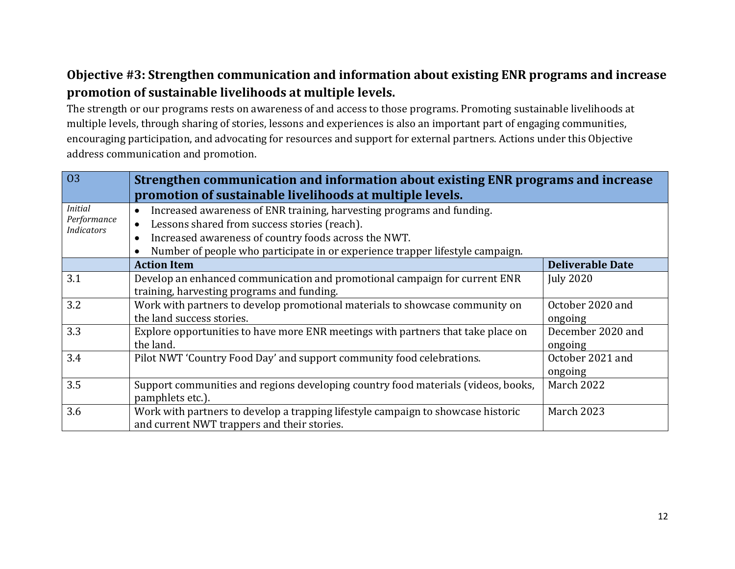## Objective #3: Strengthen communication and information about existing ENR programs and increase promotion of sustainable livelihoods at multiple levels.

The strength or our programs rests on awareness of and access to those programs. Promoting sustainable livelihoods at multiple levels, through sharing of stories, lessons and experiences is also an important part of engaging communities, encouraging participation, and advocating for resources and support for external partners. Actions under this Objective address communication and promotion.

| O3 | **Strengthen communication and information about existing ENR programs and increase promotion of sustainable livelihoods at multiple levels.** | |
|---|---|---|
| *Initial Performance Indicators* | • Increased awareness of ENR training, harvesting programs and funding.<br>• Lessons shared from success stories (reach).<br>• Increased awareness of country foods across the NWT.<br>• Number of people who participate in or experience trapper lifestyle campaign. | |
| | **Action Item** | **Deliverable Date** |
| 3.1 | Develop an enhanced communication and promotional campaign for current ENR training, harvesting programs and funding. | July 2020 |
| 3.2 | Work with partners to develop promotional materials to showcase community on the land success stories. | October 2020 and ongoing |
| 3.3 | Explore opportunities to have more ENR meetings with partners that take place on the land. | December 2020 and ongoing |
| 3.4 | Pilot NWT 'Country Food Day' and support community food celebrations. | October 2021 and ongoing |
| 3.5 | Support communities and regions developing country food materials (videos, books, pamphlets etc.). | March 2022 |
| 3.6 | Work with partners to develop a trapping lifestyle campaign to showcase historic and current NWT trappers and their stories. | March 2023 |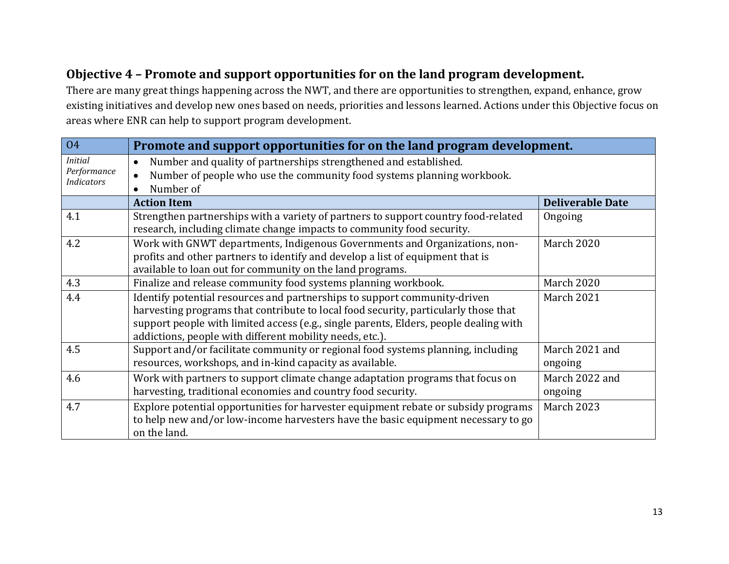## Objective 4 – Promote and support opportunities for on the land program development.

There are many great things happening across the NWT, and there are opportunities to strengthen, expand, enhance, grow existing initiatives and develop new ones based on needs, priorities and lessons learned. Actions under this Objective focus on areas where ENR can help to support program development.

| O4 | **Promote and support opportunities for on the land program development.** | |
|---|---|---|
| *Initial Performance Indicators* | • Number and quality of partnerships strengthened and established.<br>• Number of people who use the community food systems planning workbook.<br>• Number of | |
| | **Action Item** | **Deliverable Date** |
| 4.1 | Strengthen partnerships with a variety of partners to support country food-related research, including climate change impacts to community food security. | Ongoing |
| 4.2 | Work with GNWT departments, Indigenous Governments and Organizations, non-profits and other partners to identify and develop a list of equipment that is available to loan out for community on the land programs. | March 2020 |
| 4.3 | Finalize and release community food systems planning workbook. | March 2020 |
| 4.4 | Identify potential resources and partnerships to support community-driven harvesting programs that contribute to local food security, particularly those that support people with limited access (e.g., single parents, Elders, people dealing with addictions, people with different mobility needs, etc.). | March 2021 |
| 4.5 | Support and/or facilitate community or regional food systems planning, including resources, workshops, and in-kind capacity as available. | March 2021 and ongoing |
| 4.6 | Work with partners to support climate change adaptation programs that focus on harvesting, traditional economies and country food security. | March 2022 and ongoing |
| 4.7 | Explore potential opportunities for harvester equipment rebate or subsidy programs to help new and/or low-income harvesters have the basic equipment necessary to go on the land. | March 2023 |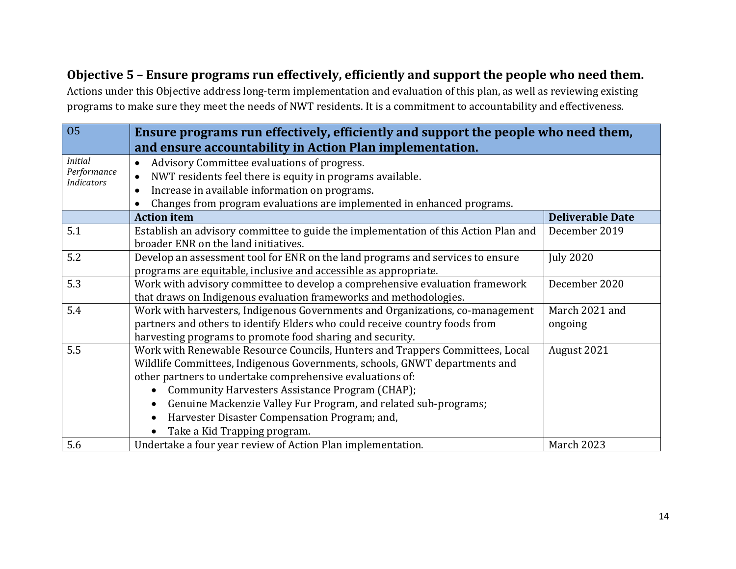## Objective 5 – Ensure programs run effectively, efficiently and support the people who need them.

Actions under this Objective address long-term implementation and evaluation of this plan, as well as reviewing existing programs to make sure they meet the needs of NWT residents. It is a commitment to accountability and effectiveness.

| O5 | **Ensure programs run effectively, efficiently and support the people who need them, and ensure accountability in Action Plan implementation.** | |
|---|---|---|
| *Initial Performance Indicators* | • Advisory Committee evaluations of progress.<br>• NWT residents feel there is equity in programs available.<br>• Increase in available information on programs.<br>• Changes from program evaluations are implemented in enhanced programs. | |
| | **Action item** | **Deliverable Date** |
| 5.1 | Establish an advisory committee to guide the implementation of this Action Plan and broader ENR on the land initiatives. | December 2019 |
| 5.2 | Develop an assessment tool for ENR on the land programs and services to ensure programs are equitable, inclusive and accessible as appropriate. | July 2020 |
| 5.3 | Work with advisory committee to develop a comprehensive evaluation framework that draws on Indigenous evaluation frameworks and methodologies. | December 2020 |
| 5.4 | Work with harvesters, Indigenous Governments and Organizations, co-management partners and others to identify Elders who could receive country foods from harvesting programs to promote food sharing and security. | March 2021 and ongoing |
| 5.5 | Work with Renewable Resource Councils, Hunters and Trappers Committees, Local Wildlife Committees, Indigenous Governments, schools, GNWT departments and other partners to undertake comprehensive evaluations of:<br>• Community Harvesters Assistance Program (CHAP);<br>• Genuine Mackenzie Valley Fur Program, and related sub-programs;<br>• Harvester Disaster Compensation Program; and,<br>• Take a Kid Trapping program. | August 2021 |
| 5.6 | Undertake a four year review of Action Plan implementation. | March 2023 |